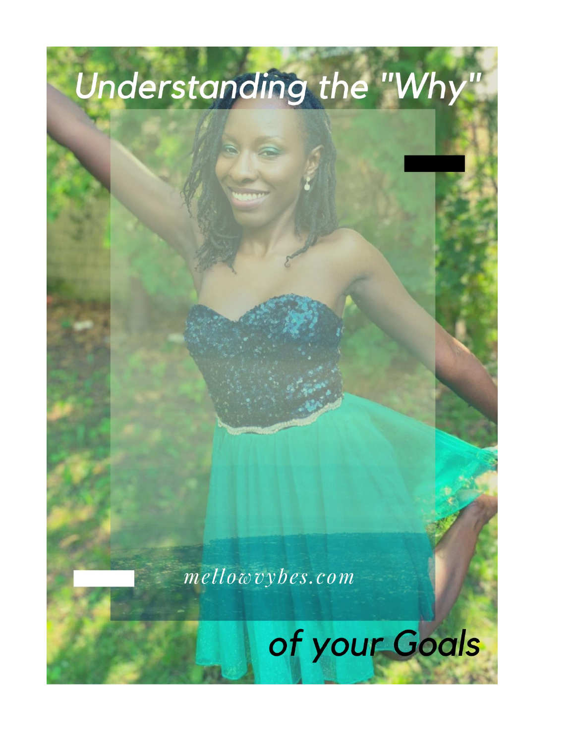# Understanding the "Why" of your Goals

*mellowvybes.com*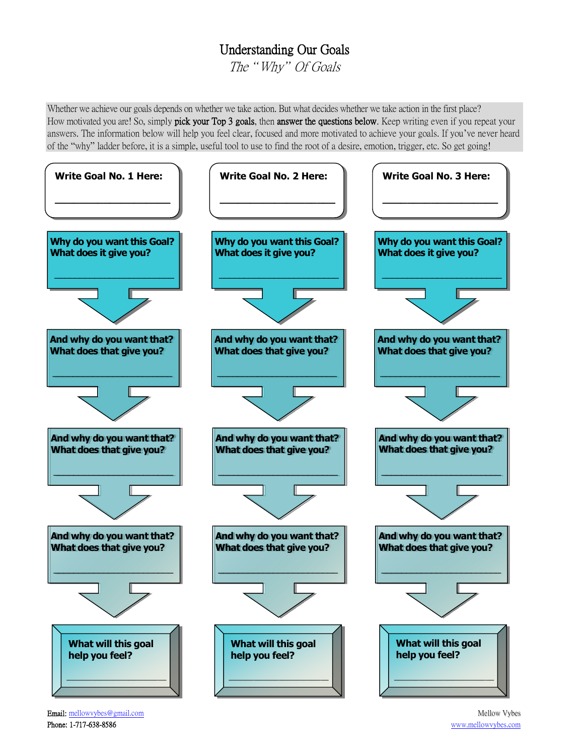# Understanding Our Goals

*The "Why" Of Goals*

Whether we achieve our goals depends on whether we take action. But what decides whether we take action in the first place? How motivated you are! So, simply pick your Top 3 goals, then answer the questions below. Keep writing even if you repeat your answers. The information below will help you feel clear, focused and more motivated to achieve your goals. If you've never heard of the "why" ladder before, it is a simple, useful tool to use to find the root of a desire, emotion, trigger, etc. So get going!

| | | |
|---|---|---|
| **Write Goal No. 1 Here:** ____________________ | **Write Goal No. 2 Here:** ____________________ | **Write Goal No. 3 Here:** ____________________ |
| **Why do you want this Goal? What does it give you?** ____________________ | **Why do you want this Goal? What does it give you?** ____________________ | **Why do you want this Goal? What does it give you?** ____________________ |
| **And why do you want that? What does that give you?** ____________________ | **And why do you want that? What does that give you?** ____________________ | **And why do you want that? What does that give you?** ____________________ |
| **And why do you want that? What does that give you?** ____________________ | **And why do you want that? What does that give you?** ____________________ | **And why do you want that? What does that give you?** ____________________ |
| **And why do you want that? What does that give you?** ____________________ | **And why do you want that? What does that give you?** ____________________ | **And why do you want that? What does that give you?** ____________________ |
| **What will this goal help you feel?** ____________________ | **What will this goal help you feel?** ____________________ | **What will this goal help you feel?** ____________________ |

Email: mellowvybes@gmail.com
Phone: 1-717-638-8586

Mellow Vybes
www.mellowvybes.com